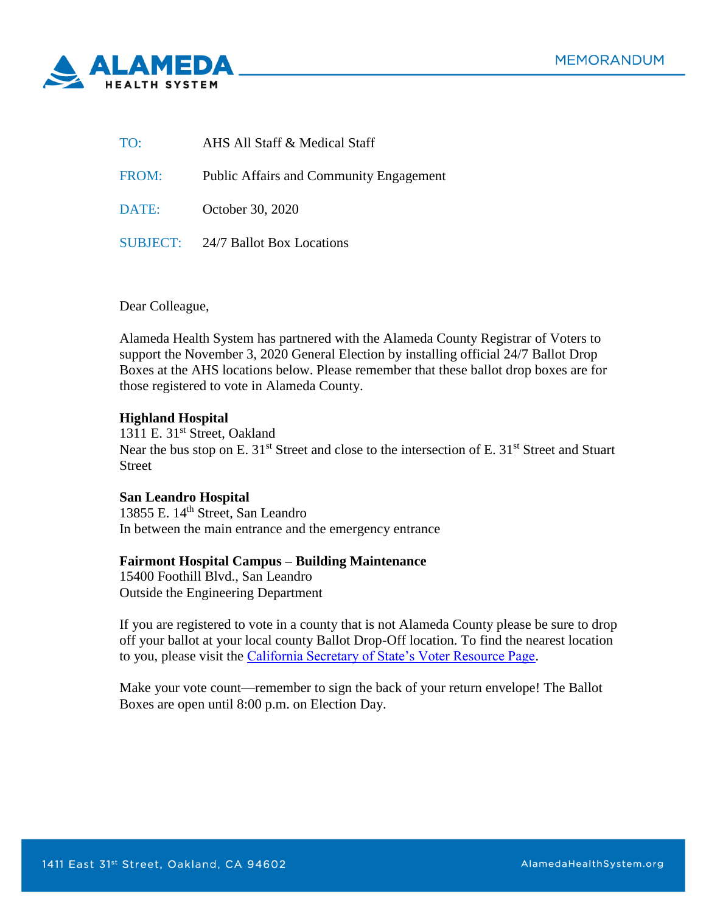ALAMEDA HEALTH SYSTEM

MEMORANDUM

TO: AHS All Staff & Medical Staff

FROM: Public Affairs and Community Engagement

DATE: October 30, 2020

SUBJECT: 24/7 Ballot Box Locations

Dear Colleague,

Alameda Health System has partnered with the Alameda County Registrar of Voters to support the November 3, 2020 General Election by installing official 24/7 Ballot Drop Boxes at the AHS locations below. Please remember that these ballot drop boxes are for those registered to vote in Alameda County.

**Highland Hospital**
1311 E. 31st Street, Oakland
Near the bus stop on E. 31st Street and close to the intersection of E. 31st Street and Stuart Street

**San Leandro Hospital**
13855 E. 14th Street, San Leandro
In between the main entrance and the emergency entrance

**Fairmont Hospital Campus – Building Maintenance**
15400 Foothill Blvd., San Leandro
Outside the Engineering Department

If you are registered to vote in a county that is not Alameda County please be sure to drop off your ballot at your local county Ballot Drop-Off location. To find the nearest location to you, please visit the California Secretary of State's Voter Resource Page.

Make your vote count—remember to sign the back of your return envelope! The Ballot Boxes are open until 8:00 p.m. on Election Day.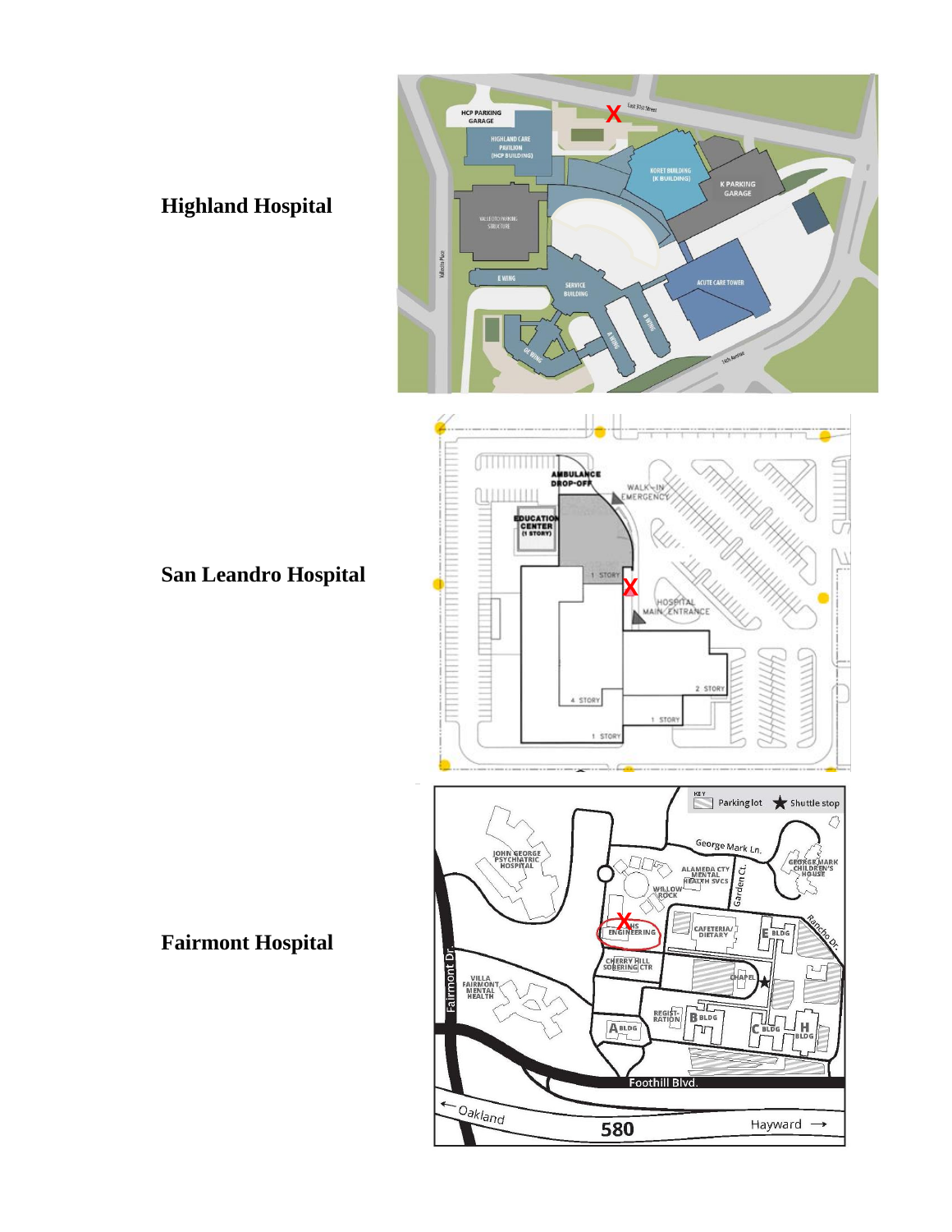**Highland Hospital**

HCP PARKING GARAGE

X

East 31st Street

HIGHLAND CARE PAVILION (HCP BUILDING)

KORET BUILDING (K BUILDING)

K PARKING GARAGE

VALLECITO PARKING STRUCTURE

Vallecito Place

E WING

SERVICE BUILDING

ACUTE CARE TOWER

B WING

A WING

GE WING

14th Avenue

**San Leandro Hospital**

AMBULANCE DROP-OFF

WALK-IN EMERGENCY

EDUCATION CENTER (1 STORY)

1 STORY

X

HOSPITAL MAIN ENTRANCE

2 STORY

4 STORY

1 STORY

1 STORY

**Fairmont Hospital**

KEY

Parking lot

Shuttle stop

George Mark Ln.

JOHN GEORGE PSYCHIATRIC HOSPITAL

ALAMEDA CTY MENTAL HEALTH SVCS

WILLOW ROCK

Garden Ct.

GEORGE MARK CHILDREN'S HOUSE

X

HS ENGINEERING

CAFETERIA/ DIETARY

E BLDG

Rancho Dr.

Fairmont Dr.

CHERRY HILL SOBERING CTR

CHAPEL

VILLA FAIRMONT MENTAL HEALTH

REGISTRATION

B BLDG

C BLDG

H BLDG

A BLDG

Foothill Blvd.

← Oakland

580

Hayward →